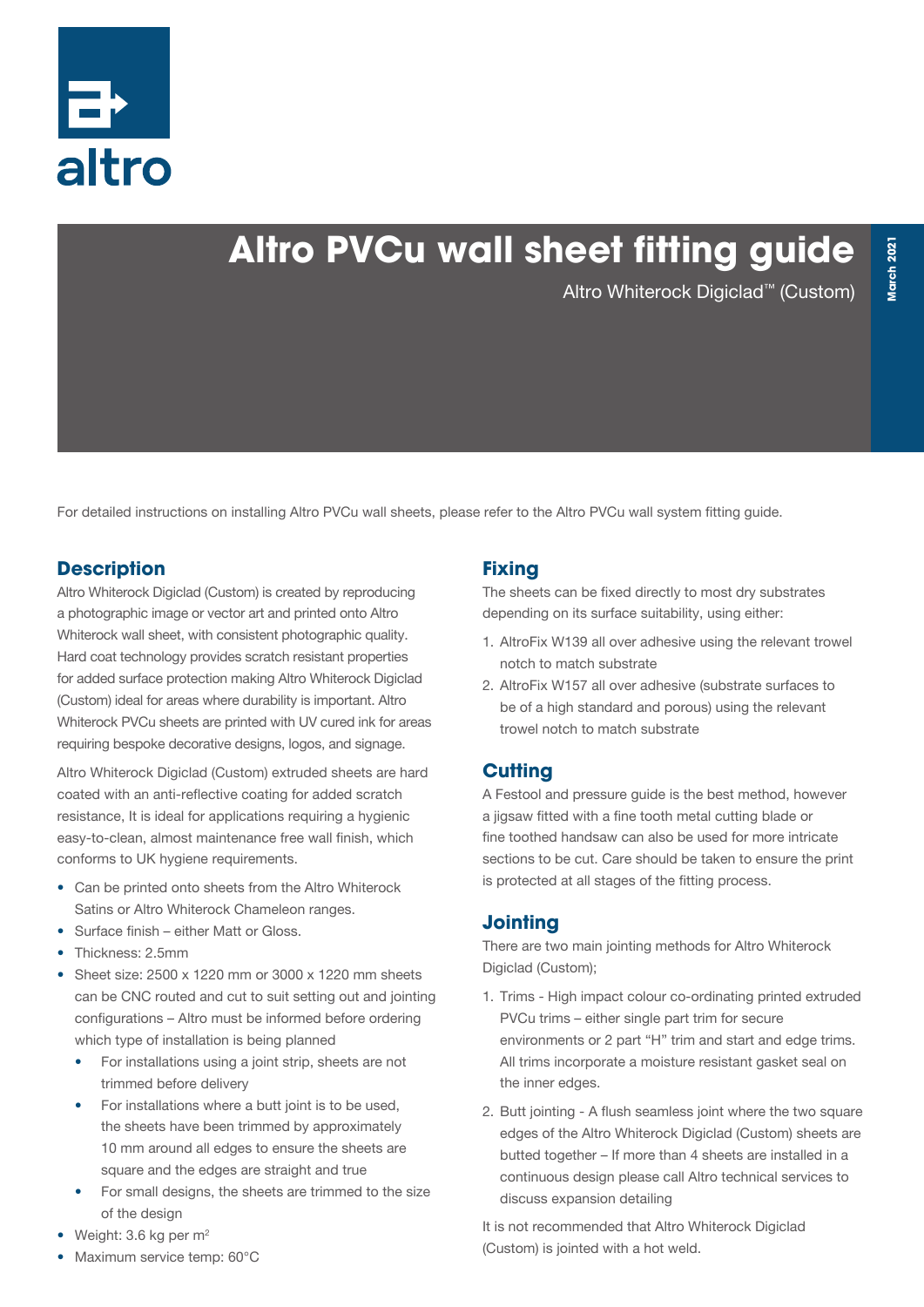altro

# Altro PVCu wall sheet fitting guide

Altro Whiterock Digiclad™ (Custom)

March 2021

For detailed instructions on installing Altro PVCu wall sheets, please refer to the Altro PVCu wall system fitting guide.

## Description

Altro Whiterock Digiclad (Custom) is created by reproducing a photographic image or vector art and printed onto Altro Whiterock wall sheet, with consistent photographic quality. Hard coat technology provides scratch resistant properties for added surface protection making Altro Whiterock Digiclad (Custom) ideal for areas where durability is important. Altro Whiterock PVCu sheets are printed with UV cured ink for areas requiring bespoke decorative designs, logos, and signage.

Altro Whiterock Digiclad (Custom) extruded sheets are hard coated with an anti-reflective coating for added scratch resistance, It is ideal for applications requiring a hygienic easy-to-clean, almost maintenance free wall finish, which conforms to UK hygiene requirements.

- Can be printed onto sheets from the Altro Whiterock Satins or Altro Whiterock Chameleon ranges.
- Surface finish – either Matt or Gloss.
- Thickness: 2.5mm
- Sheet size: 2500 x 1220 mm or 3000 x 1220 mm sheets can be CNC routed and cut to suit setting out and jointing configurations – Altro must be informed before ordering which type of installation is being planned
    - For installations using a joint strip, sheets are not trimmed before delivery
    - For installations where a butt joint is to be used, the sheets have been trimmed by approximately 10 mm around all edges to ensure the sheets are square and the edges are straight and true
    - For small designs, the sheets are trimmed to the size of the design
- Weight: 3.6 kg per $m^2$
- Maximum service temp: 60°C

## Fixing

The sheets can be fixed directly to most dry substrates depending on its surface suitability, using either:

1. AltroFix W139 all over adhesive using the relevant trowel notch to match substrate
2. AltroFix W157 all over adhesive (substrate surfaces to be of a high standard and porous) using the relevant trowel notch to match substrate

## Cutting

A Festool and pressure guide is the best method, however a jigsaw fitted with a fine tooth metal cutting blade or fine toothed handsaw can also be used for more intricate sections to be cut. Care should be taken to ensure the print is protected at all stages of the fitting process.

## Jointing

There are two main jointing methods for Altro Whiterock Digiclad (Custom);

1. Trims - High impact colour co-ordinating printed extruded PVCu trims – either single part trim for secure environments or 2 part "H" trim and start and edge trims. All trims incorporate a moisture resistant gasket seal on the inner edges.
2. Butt jointing - A flush seamless joint where the two square edges of the Altro Whiterock Digiclad (Custom) sheets are butted together – If more than 4 sheets are installed in a continuous design please call Altro technical services to discuss expansion detailing

It is not recommended that Altro Whiterock Digiclad (Custom) is jointed with a hot weld.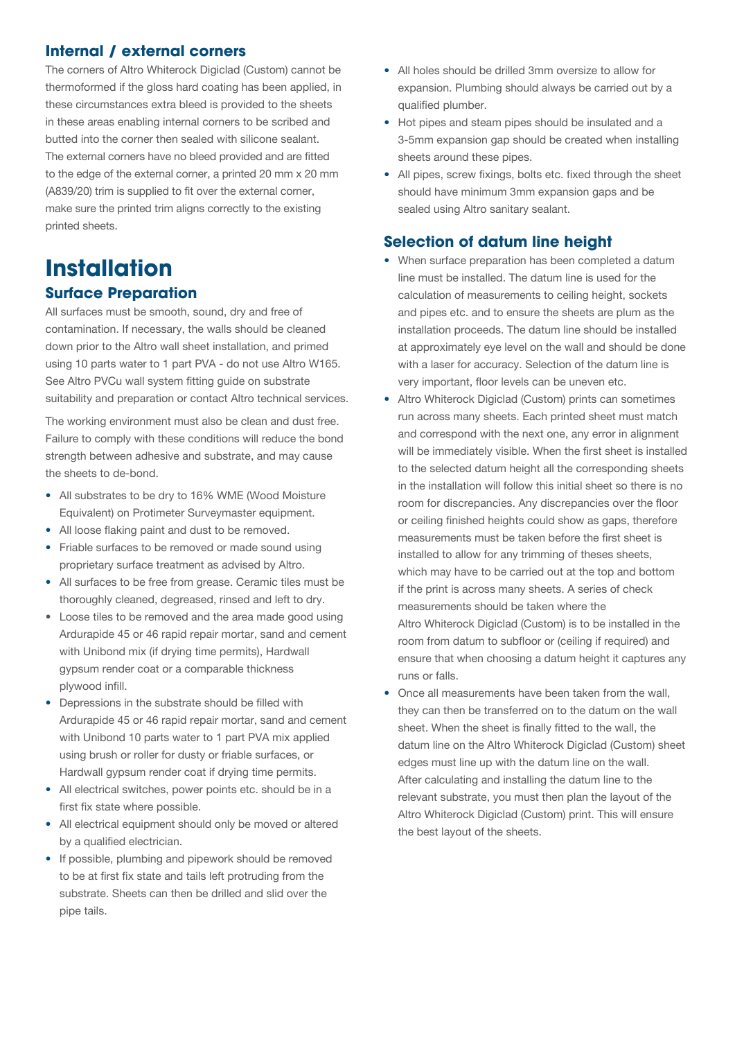### Internal / external corners

The corners of Altro Whiterock Digiclad (Custom) cannot be thermoformed if the gloss hard coating has been applied, in these circumstances extra bleed is provided to the sheets in these areas enabling internal corners to be scribed and butted into the corner then sealed with silicone sealant. The external corners have no bleed provided and are fitted to the edge of the external corner, a printed 20 mm x 20 mm (A839/20) trim is supplied to fit over the external corner, make sure the printed trim aligns correctly to the existing printed sheets.

## Installation

### Surface Preparation

All surfaces must be smooth, sound, dry and free of contamination. If necessary, the walls should be cleaned down prior to the Altro wall sheet installation, and primed using 10 parts water to 1 part PVA - do not use Altro W165. See Altro PVCu wall system fitting guide on substrate suitability and preparation or contact Altro technical services.

The working environment must also be clean and dust free. Failure to comply with these conditions will reduce the bond strength between adhesive and substrate, and may cause the sheets to de-bond.

- All substrates to be dry to 16% WME (Wood Moisture Equivalent) on Protimeter Surveymaster equipment.
- All loose flaking paint and dust to be removed.
- Friable surfaces to be removed or made sound using proprietary surface treatment as advised by Altro.
- All surfaces to be free from grease. Ceramic tiles must be thoroughly cleaned, degreased, rinsed and left to dry.
- Loose tiles to be removed and the area made good using Ardurapide 45 or 46 rapid repair mortar, sand and cement with Unibond mix (if drying time permits), Hardwall gypsum render coat or a comparable thickness plywood infill.
- Depressions in the substrate should be filled with Ardurapide 45 or 46 rapid repair mortar, sand and cement with Unibond 10 parts water to 1 part PVA mix applied using brush or roller for dusty or friable surfaces, or Hardwall gypsum render coat if drying time permits.
- All electrical switches, power points etc. should be in a first fix state where possible.
- All electrical equipment should only be moved or altered by a qualified electrician.
- If possible, plumbing and pipework should be removed to be at first fix state and tails left protruding from the substrate. Sheets can then be drilled and slid over the pipe tails.
- All holes should be drilled 3mm oversize to allow for expansion. Plumbing should always be carried out by a qualified plumber.
- Hot pipes and steam pipes should be insulated and a 3-5mm expansion gap should be created when installing sheets around these pipes.
- All pipes, screw fixings, bolts etc. fixed through the sheet should have minimum 3mm expansion gaps and be sealed using Altro sanitary sealant.

### Selection of datum line height

- When surface preparation has been completed a datum line must be installed. The datum line is used for the calculation of measurements to ceiling height, sockets and pipes etc. and to ensure the sheets are plum as the installation proceeds. The datum line should be installed at approximately eye level on the wall and should be done with a laser for accuracy. Selection of the datum line is very important, floor levels can be uneven etc.
- Altro Whiterock Digiclad (Custom) prints can sometimes run across many sheets. Each printed sheet must match and correspond with the next one, any error in alignment will be immediately visible. When the first sheet is installed to the selected datum height all the corresponding sheets in the installation will follow this initial sheet so there is no room for discrepancies. Any discrepancies over the floor or ceiling finished heights could show as gaps, therefore measurements must be taken before the first sheet is installed to allow for any trimming of theses sheets, which may have to be carried out at the top and bottom if the print is across many sheets. A series of check measurements should be taken where the Altro Whiterock Digiclad (Custom) is to be installed in the room from datum to subfloor or (ceiling if required) and ensure that when choosing a datum height it captures any runs or falls.
- Once all measurements have been taken from the wall, they can then be transferred on to the datum on the wall sheet. When the sheet is finally fitted to the wall, the datum line on the Altro Whiterock Digiclad (Custom) sheet edges must line up with the datum line on the wall. After calculating and installing the datum line to the relevant substrate, you must then plan the layout of the Altro Whiterock Digiclad (Custom) print. This will ensure the best layout of the sheets.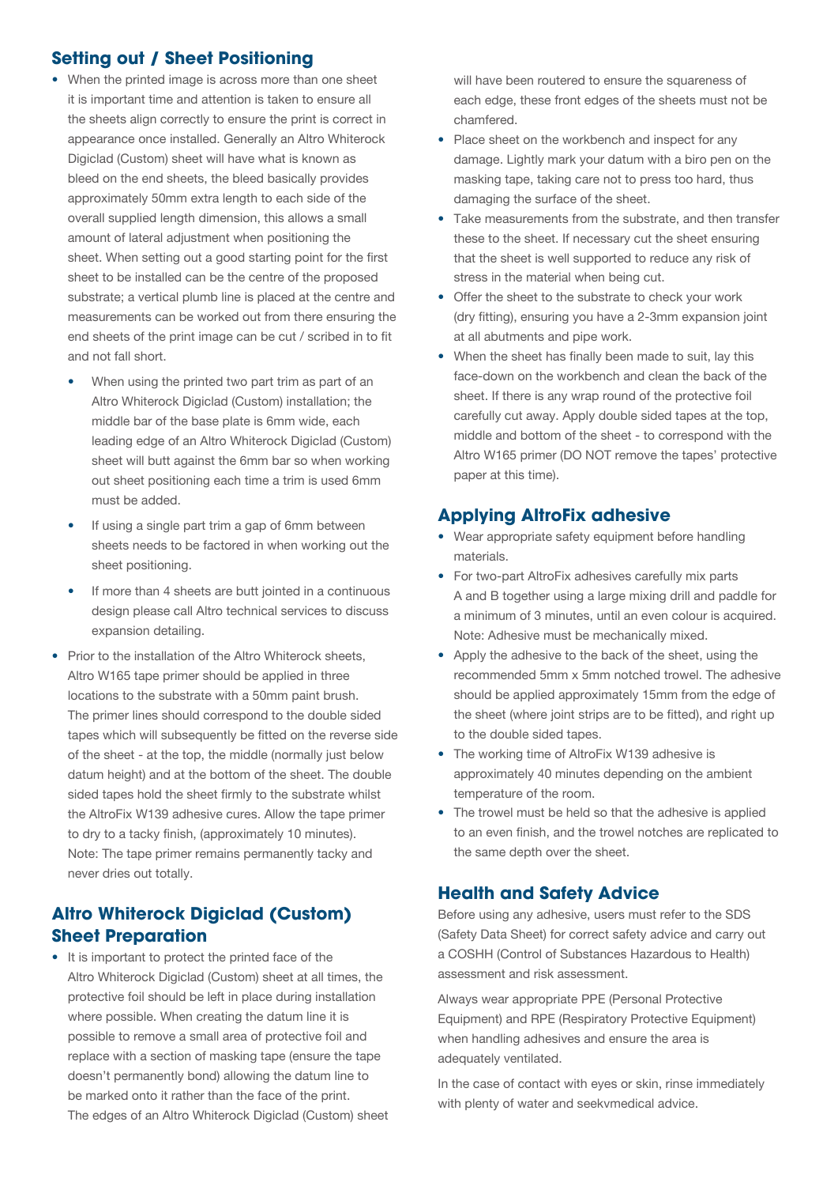## Setting out / Sheet Positioning

- When the printed image is across more than one sheet it is important time and attention is taken to ensure all the sheets align correctly to ensure the print is correct in appearance once installed. Generally an Altro Whiterock Digiclad (Custom) sheet will have what is known as bleed on the end sheets, the bleed basically provides approximately 50mm extra length to each side of the overall supplied length dimension, this allows a small amount of lateral adjustment when positioning the sheet. When setting out a good starting point for the first sheet to be installed can be the centre of the proposed substrate; a vertical plumb line is placed at the centre and measurements can be worked out from there ensuring the end sheets of the print image can be cut / scribed in to fit and not fall short.
    - When using the printed two part trim as part of an Altro Whiterock Digiclad (Custom) installation; the middle bar of the base plate is 6mm wide, each leading edge of an Altro Whiterock Digiclad (Custom) sheet will butt against the 6mm bar so when working out sheet positioning each time a trim is used 6mm must be added.
    - If using a single part trim a gap of 6mm between sheets needs to be factored in when working out the sheet positioning.
    - If more than 4 sheets are butt jointed in a continuous design please call Altro technical services to discuss expansion detailing.
- Prior to the installation of the Altro Whiterock sheets, Altro W165 tape primer should be applied in three locations to the substrate with a 50mm paint brush. The primer lines should correspond to the double sided tapes which will subsequently be fitted on the reverse side of the sheet - at the top, the middle (normally just below datum height) and at the bottom of the sheet. The double sided tapes hold the sheet firmly to the substrate whilst the AltroFix W139 adhesive cures. Allow the tape primer to dry to a tacky finish, (approximately 10 minutes). Note: The tape primer remains permanently tacky and never dries out totally.

## Altro Whiterock Digiclad (Custom) Sheet Preparation

- It is important to protect the printed face of the Altro Whiterock Digiclad (Custom) sheet at all times, the protective foil should be left in place during installation where possible. When creating the datum line it is possible to remove a small area of protective foil and replace with a section of masking tape (ensure the tape doesn't permanently bond) allowing the datum line to be marked onto it rather than the face of the print. The edges of an Altro Whiterock Digiclad (Custom) sheet will have been routered to ensure the squareness of each edge, these front edges of the sheets must not be chamfered.
- Place sheet on the workbench and inspect for any damage. Lightly mark your datum with a biro pen on the masking tape, taking care not to press too hard, thus damaging the surface of the sheet.
- Take measurements from the substrate, and then transfer these to the sheet. If necessary cut the sheet ensuring that the sheet is well supported to reduce any risk of stress in the material when being cut.
- Offer the sheet to the substrate to check your work (dry fitting), ensuring you have a 2-3mm expansion joint at all abutments and pipe work.
- When the sheet has finally been made to suit, lay this face-down on the workbench and clean the back of the sheet. If there is any wrap round of the protective foil carefully cut away. Apply double sided tapes at the top, middle and bottom of the sheet - to correspond with the Altro W165 primer (DO NOT remove the tapes' protective paper at this time).

## Applying AltroFix adhesive

- Wear appropriate safety equipment before handling materials.
- For two-part AltroFix adhesives carefully mix parts A and B together using a large mixing drill and paddle for a minimum of 3 minutes, until an even colour is acquired. Note: Adhesive must be mechanically mixed.
- Apply the adhesive to the back of the sheet, using the recommended 5mm x 5mm notched trowel. The adhesive should be applied approximately 15mm from the edge of the sheet (where joint strips are to be fitted), and right up to the double sided tapes.
- The working time of AltroFix W139 adhesive is approximately 40 minutes depending on the ambient temperature of the room.
- The trowel must be held so that the adhesive is applied to an even finish, and the trowel notches are replicated to the same depth over the sheet.

## Health and Safety Advice

Before using any adhesive, users must refer to the SDS (Safety Data Sheet) for correct safety advice and carry out a COSHH (Control of Substances Hazardous to Health) assessment and risk assessment.

Always wear appropriate PPE (Personal Protective Equipment) and RPE (Respiratory Protective Equipment) when handling adhesives and ensure the area is adequately ventilated.

In the case of contact with eyes or skin, rinse immediately with plenty of water and seekvmedical advice.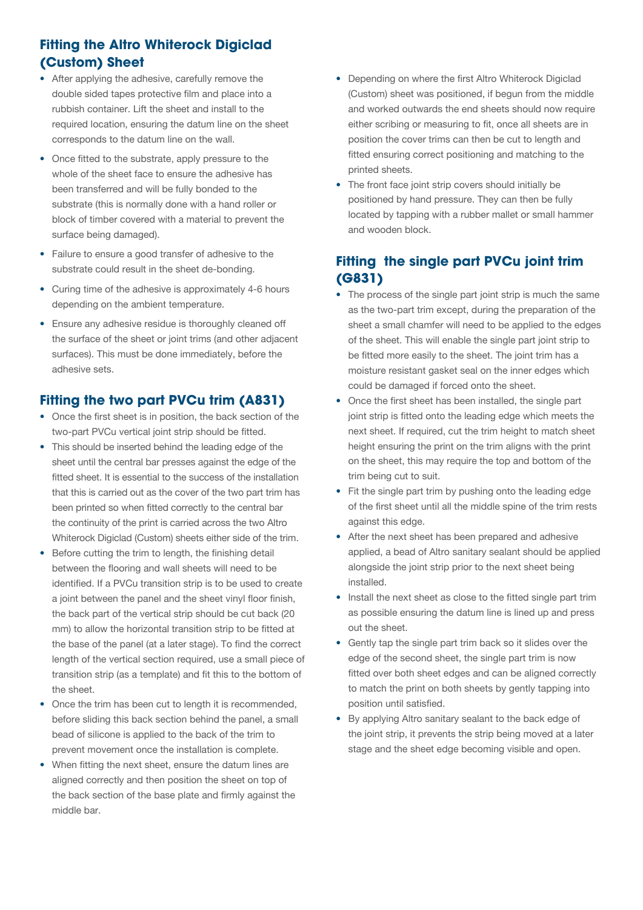## Fitting the Altro Whiterock Digiclad (Custom) Sheet

- After applying the adhesive, carefully remove the double sided tapes protective film and place into a rubbish container. Lift the sheet and install to the required location, ensuring the datum line on the sheet corresponds to the datum line on the wall.
- Once fitted to the substrate, apply pressure to the whole of the sheet face to ensure the adhesive has been transferred and will be fully bonded to the substrate (this is normally done with a hand roller or block of timber covered with a material to prevent the surface being damaged).
- Failure to ensure a good transfer of adhesive to the substrate could result in the sheet de-bonding.
- Curing time of the adhesive is approximately 4-6 hours depending on the ambient temperature.
- Ensure any adhesive residue is thoroughly cleaned off the surface of the sheet or joint trims (and other adjacent surfaces). This must be done immediately, before the adhesive sets.

## Fitting the two part PVCu trim (A831)

- Once the first sheet is in position, the back section of the two-part PVCu vertical joint strip should be fitted.
- This should be inserted behind the leading edge of the sheet until the central bar presses against the edge of the fitted sheet. It is essential to the success of the installation that this is carried out as the cover of the two part trim has been printed so when fitted correctly to the central bar the continuity of the print is carried across the two Altro Whiterock Digiclad (Custom) sheets either side of the trim.
- Before cutting the trim to length, the finishing detail between the flooring and wall sheets will need to be identified. If a PVCu transition strip is to be used to create a joint between the panel and the sheet vinyl floor finish, the back part of the vertical strip should be cut back (20 mm) to allow the horizontal transition strip to be fitted at the base of the panel (at a later stage). To find the correct length of the vertical section required, use a small piece of transition strip (as a template) and fit this to the bottom of the sheet.
- Once the trim has been cut to length it is recommended, before sliding this back section behind the panel, a small bead of silicone is applied to the back of the trim to prevent movement once the installation is complete.
- When fitting the next sheet, ensure the datum lines are aligned correctly and then position the sheet on top of the back section of the base plate and firmly against the middle bar.
- Depending on where the first Altro Whiterock Digiclad (Custom) sheet was positioned, if begun from the middle and worked outwards the end sheets should now require either scribing or measuring to fit, once all sheets are in position the cover trims can then be cut to length and fitted ensuring correct positioning and matching to the printed sheets.
- The front face joint strip covers should initially be positioned by hand pressure. They can then be fully located by tapping with a rubber mallet or small hammer and wooden block.

## Fitting the single part PVCu joint trim (G831)

- The process of the single part joint strip is much the same as the two-part trim except, during the preparation of the sheet a small chamfer will need to be applied to the edges of the sheet. This will enable the single part joint strip to be fitted more easily to the sheet. The joint trim has a moisture resistant gasket seal on the inner edges which could be damaged if forced onto the sheet.
- Once the first sheet has been installed, the single part joint strip is fitted onto the leading edge which meets the next sheet. If required, cut the trim height to match sheet height ensuring the print on the trim aligns with the print on the sheet, this may require the top and bottom of the trim being cut to suit.
- Fit the single part trim by pushing onto the leading edge of the first sheet until all the middle spine of the trim rests against this edge.
- After the next sheet has been prepared and adhesive applied, a bead of Altro sanitary sealant should be applied alongside the joint strip prior to the next sheet being installed.
- Install the next sheet as close to the fitted single part trim as possible ensuring the datum line is lined up and press out the sheet.
- Gently tap the single part trim back so it slides over the edge of the second sheet, the single part trim is now fitted over both sheet edges and can be aligned correctly to match the print on both sheets by gently tapping into position until satisfied.
- By applying Altro sanitary sealant to the back edge of the joint strip, it prevents the strip being moved at a later stage and the sheet edge becoming visible and open.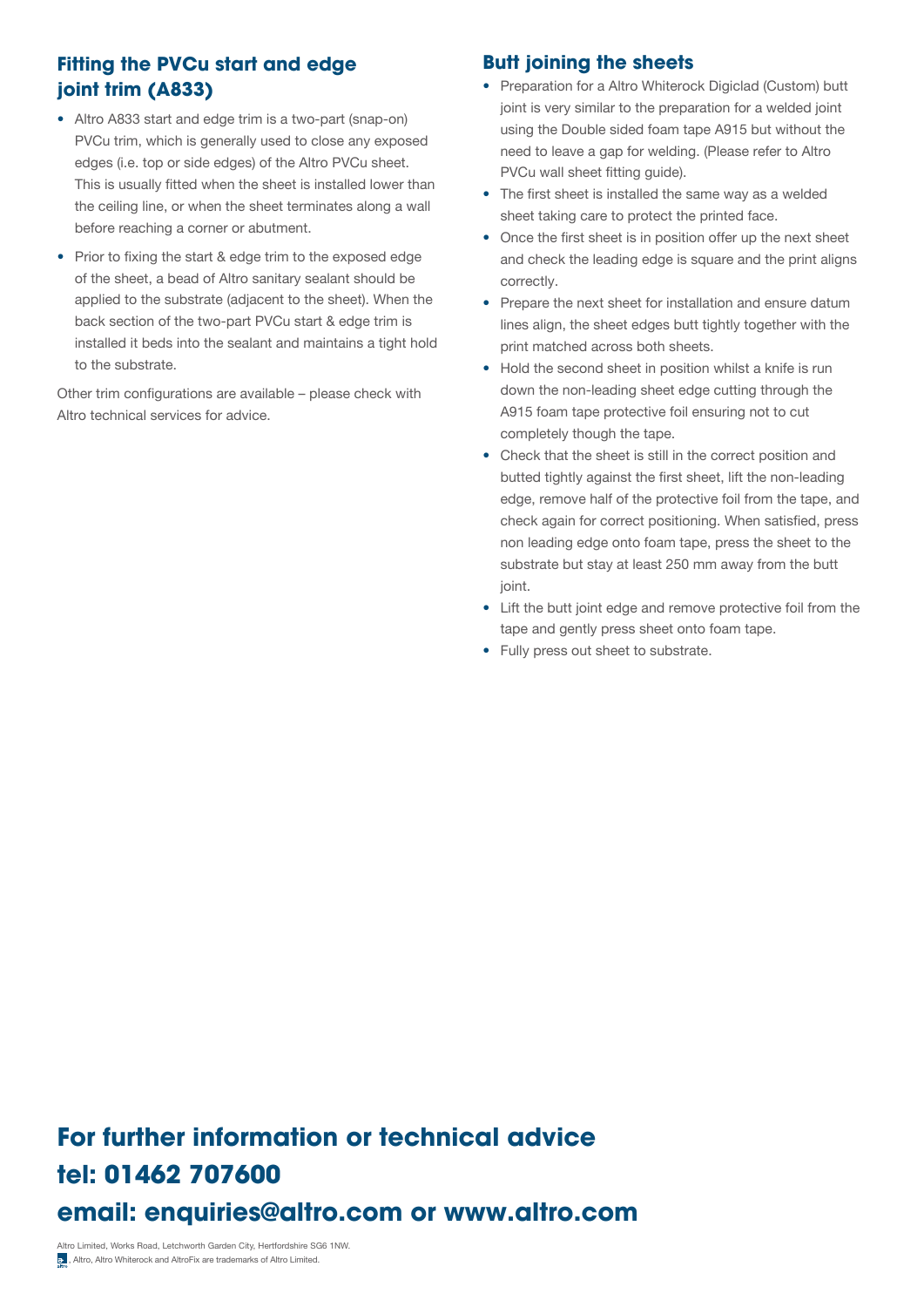## Fitting the PVCu start and edge joint trim (A833)

- Altro A833 start and edge trim is a two-part (snap-on) PVCu trim, which is generally used to close any exposed edges (i.e. top or side edges) of the Altro PVCu sheet. This is usually fitted when the sheet is installed lower than the ceiling line, or when the sheet terminates along a wall before reaching a corner or abutment.
- Prior to fixing the start & edge trim to the exposed edge of the sheet, a bead of Altro sanitary sealant should be applied to the substrate (adjacent to the sheet). When the back section of the two-part PVCu start & edge trim is installed it beds into the sealant and maintains a tight hold to the substrate.

Other trim configurations are available – please check with Altro technical services for advice.

## Butt joining the sheets

- Preparation for a Altro Whiterock Digiclad (Custom) butt joint is very similar to the preparation for a welded joint using the Double sided foam tape A915 but without the need to leave a gap for welding. (Please refer to Altro PVCu wall sheet fitting guide).
- The first sheet is installed the same way as a welded sheet taking care to protect the printed face.
- Once the first sheet is in position offer up the next sheet and check the leading edge is square and the print aligns correctly.
- Prepare the next sheet for installation and ensure datum lines align, the sheet edges butt tightly together with the print matched across both sheets.
- Hold the second sheet in position whilst a knife is run down the non-leading sheet edge cutting through the A915 foam tape protective foil ensuring not to cut completely though the tape.
- Check that the sheet is still in the correct position and butted tightly against the first sheet, lift the non-leading edge, remove half of the protective foil from the tape, and check again for correct positioning. When satisfied, press non leading edge onto foam tape, press the sheet to the substrate but stay at least 250 mm away from the butt joint.
- Lift the butt joint edge and remove protective foil from the tape and gently press sheet onto foam tape.
- Fully press out sheet to substrate.

## For further information or technical advice
## tel: 01462 707600
## email: enquiries@altro.com or www.altro.com

Altro Limited, Works Road, Letchworth Garden City, Hertfordshire SG6 1NW.
, Altro, Altro Whiterock and AltroFix are trademarks of Altro Limited.